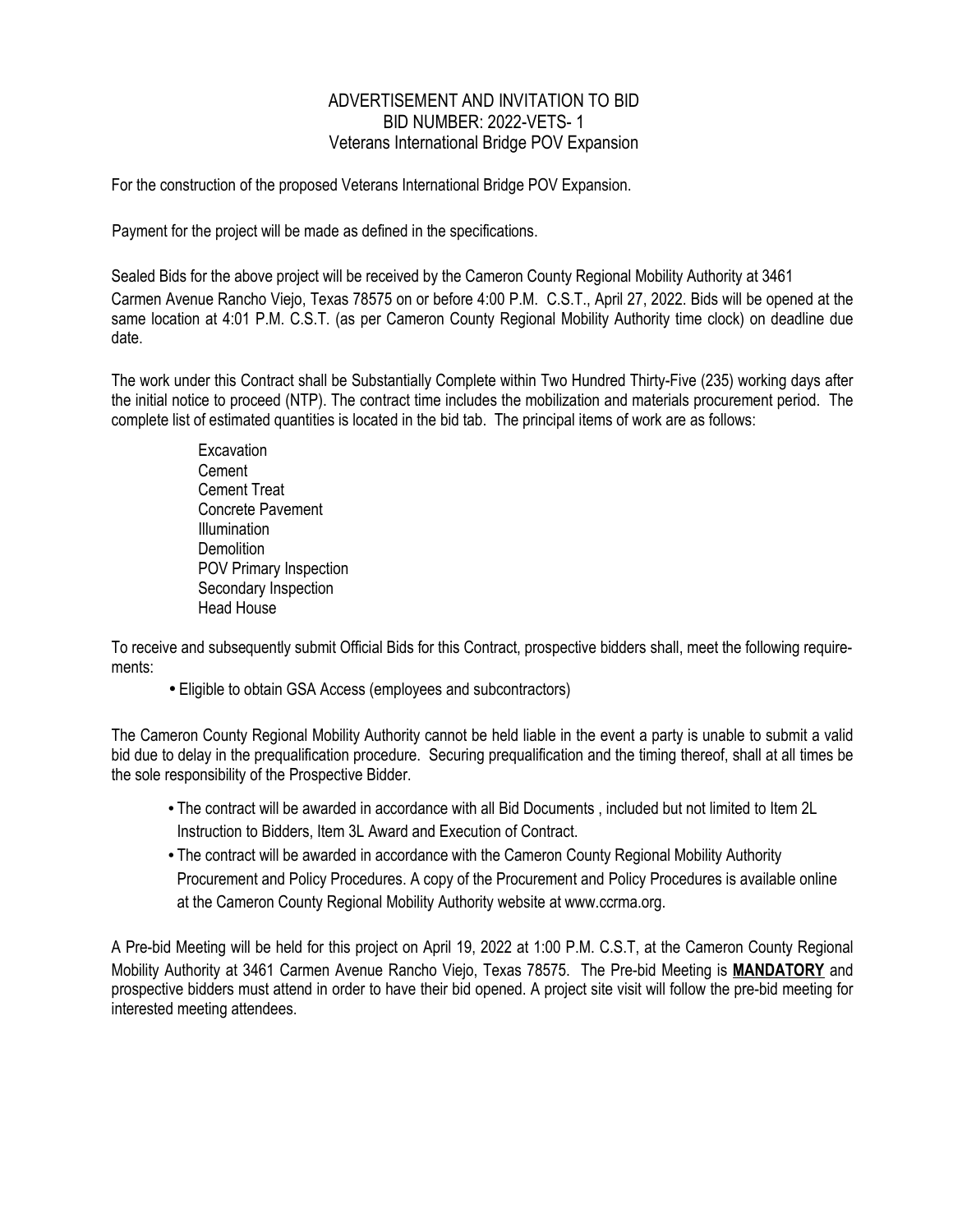# ADVERTISEMENT AND INVITATION TO BID
## BID NUMBER: 2022-VETS- 1
## Veterans International Bridge POV Expansion

For the construction of the proposed Veterans International Bridge POV Expansion.

Payment for the project will be made as defined in the specifications.

Sealed Bids for the above project will be received by the Cameron County Regional Mobility Authority at 3461 Carmen Avenue Rancho Viejo, Texas 78575 on or before 4:00 P.M. C.S.T., April 27, 2022. Bids will be opened at the same location at 4:01 P.M. C.S.T. (as per Cameron County Regional Mobility Authority time clock) on deadline due date.

The work under this Contract shall be Substantially Complete within Two Hundred Thirty-Five (235) working days after the initial notice to proceed (NTP). The contract time includes the mobilization and materials procurement period. The complete list of estimated quantities is located in the bid tab. The principal items of work are as follows:

Excavation
Cement
Cement Treat
Concrete Pavement
Illumination
Demolition
POV Primary Inspection
Secondary Inspection
Head House

To receive and subsequently submit Official Bids for this Contract, prospective bidders shall, meet the following requirements:

- Eligible to obtain GSA Access (employees and subcontractors)

The Cameron County Regional Mobility Authority cannot be held liable in the event a party is unable to submit a valid bid due to delay in the prequalification procedure. Securing prequalification and the timing thereof, shall at all times be the sole responsibility of the Prospective Bidder.

- The contract will be awarded in accordance with all Bid Documents , included but not limited to Item 2L Instruction to Bidders, Item 3L Award and Execution of Contract.
- The contract will be awarded in accordance with the Cameron County Regional Mobility Authority Procurement and Policy Procedures. A copy of the Procurement and Policy Procedures is available online at the Cameron County Regional Mobility Authority website at www.ccrma.org.

A Pre-bid Meeting will be held for this project on April 19, 2022 at 1:00 P.M. C.S.T, at the Cameron County Regional Mobility Authority at 3461 Carmen Avenue Rancho Viejo, Texas 78575. The Pre-bid Meeting is **MANDATORY** and prospective bidders must attend in order to have their bid opened. A project site visit will follow the pre-bid meeting for interested meeting attendees.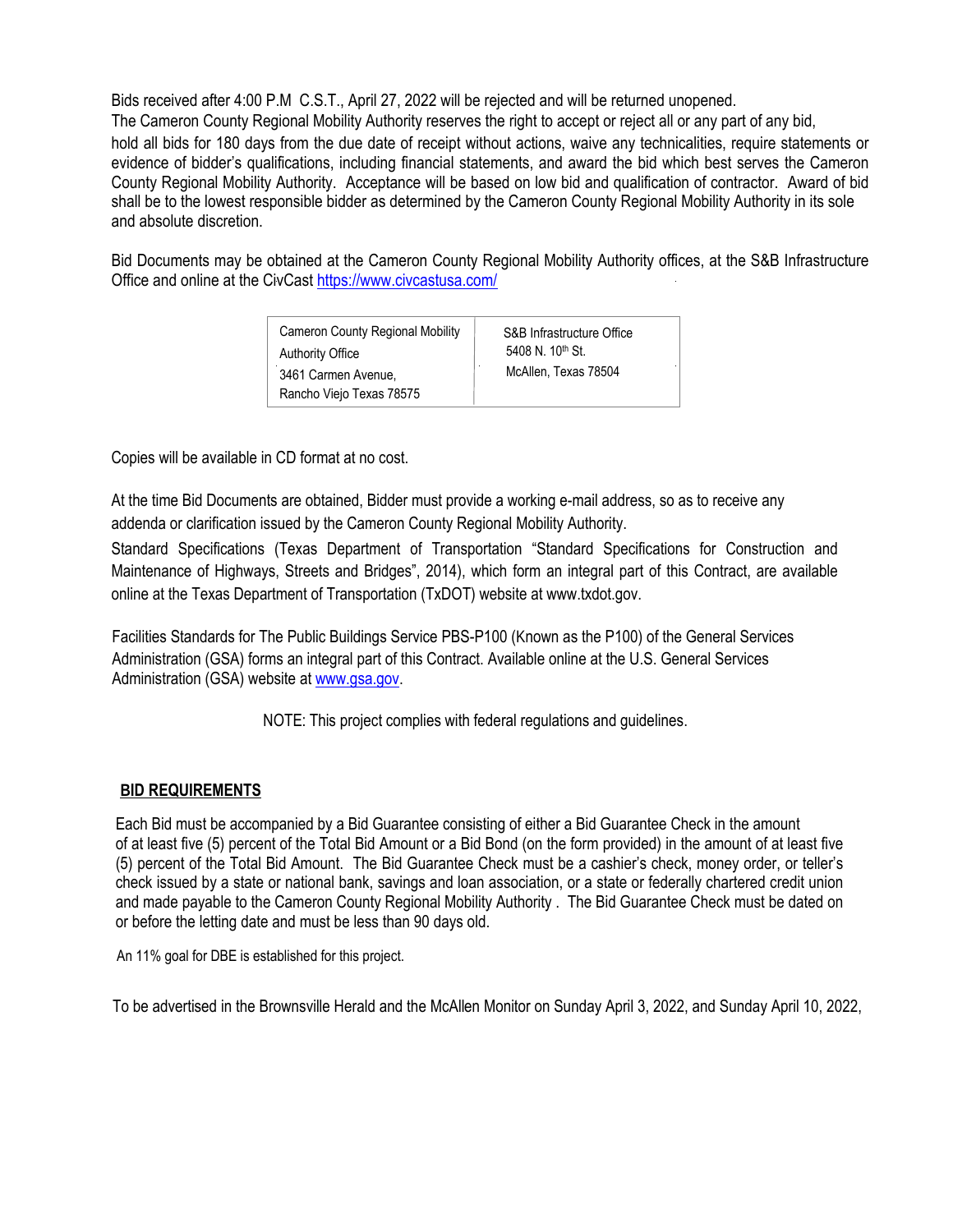Bids received after 4:00 P.M C.S.T., April 27, 2022 will be rejected and will be returned unopened. The Cameron County Regional Mobility Authority reserves the right to accept or reject all or any part of any bid, hold all bids for 180 days from the due date of receipt without actions, waive any technicalities, require statements or evidence of bidder's qualifications, including financial statements, and award the bid which best serves the Cameron County Regional Mobility Authority. Acceptance will be based on low bid and qualification of contractor. Award of bid shall be to the lowest responsible bidder as determined by the Cameron County Regional Mobility Authority in its sole and absolute discretion.

Bid Documents may be obtained at the Cameron County Regional Mobility Authority offices, at the S&B Infrastructure Office and online at the CivCast https://www.civcastusa.com/

| | |
|---|---|
| Cameron County Regional Mobility Authority Office<br>3461 Carmen Avenue,<br>Rancho Viejo Texas 78575 | S&B Infrastructure Office<br>5408 N. 10th St.<br>McAllen, Texas 78504 |

Copies will be available in CD format at no cost.

At the time Bid Documents are obtained, Bidder must provide a working e-mail address, so as to receive any addenda or clarification issued by the Cameron County Regional Mobility Authority.

Standard Specifications (Texas Department of Transportation "Standard Specifications for Construction and Maintenance of Highways, Streets and Bridges", 2014), which form an integral part of this Contract, are available online at the Texas Department of Transportation (TxDOT) website at www.txdot.gov.

Facilities Standards for The Public Buildings Service PBS-P100 (Known as the P100) of the General Services Administration (GSA) forms an integral part of this Contract. Available online at the U.S. General Services Administration (GSA) website at www.gsa.gov.

NOTE: This project complies with federal regulations and guidelines.

## BID REQUIREMENTS

Each Bid must be accompanied by a Bid Guarantee consisting of either a Bid Guarantee Check in the amount of at least five (5) percent of the Total Bid Amount or a Bid Bond (on the form provided) in the amount of at least five (5) percent of the Total Bid Amount. The Bid Guarantee Check must be a cashier's check, money order, or teller's check issued by a state or national bank, savings and loan association, or a state or federally chartered credit union and made payable to the Cameron County Regional Mobility Authority . The Bid Guarantee Check must be dated on or before the letting date and must be less than 90 days old.

An 11% goal for DBE is established for this project.

To be advertised in the Brownsville Herald and the McAllen Monitor on Sunday April 3, 2022, and Sunday April 10, 2022,